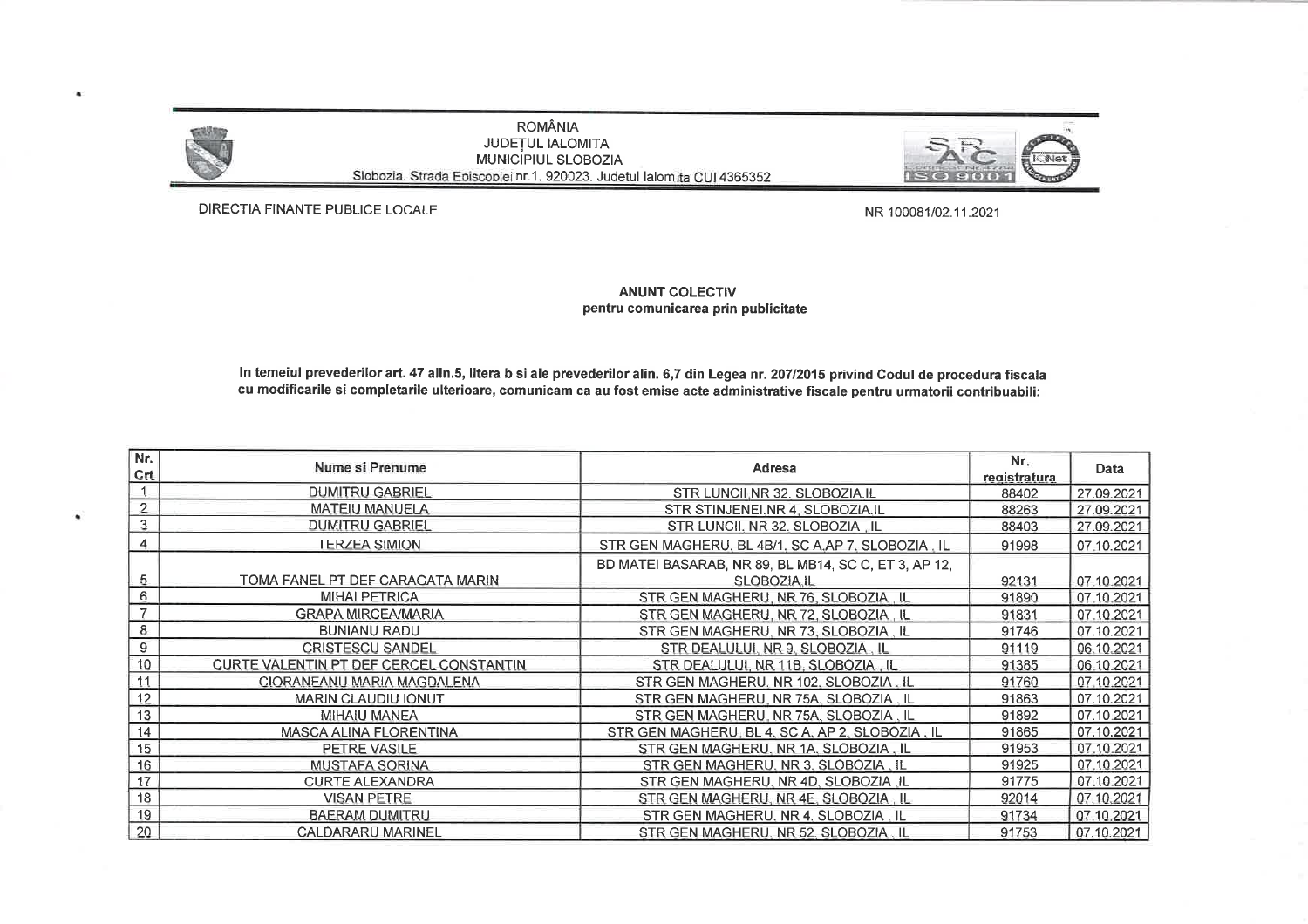ROMÂNIA
JUDEȚUL IALOMITA
MUNICIPIUL SLOBOZIA
Slobozia, Strada Episcopiei nr.1, 920023, Judetul Ialomita CUI 4365352

DIRECTIA FINANTE PUBLICE LOCALE

NR 100081/02.11.2021

**ANUNT COLECTIV**
**pentru comunicarea prin publicitate**

**In temeiul prevederilor art. 47 alin.5, litera b si ale prevederilor alin. 6,7 din Legea nr. 207/2015 privind Codul de procedura fiscala cu modificarile si completarile ulterioare, comunicam ca au fost emise acte administrative fiscale pentru urmatorii contribuabili:**

| Nr. Crt | Nume si Prenume | Adresa | Nr. registratura | Data |
|---|---|---|---|---|
| 1 | DUMITRU GABRIEL | STR LUNCII,NR 32, SLOBOZIA,IL | 88402 | 27.09.2021 |
| 2 | MATEIU MANUELA | STR STINJENEI,NR 4, SLOBOZIA,IL | 88263 | 27.09.2021 |
| 3 | DUMITRU GABRIEL | STR LUNCII, NR 32, SLOBOZIA , IL | 88403 | 27.09.2021 |
| 4 | TERZEA SIMION | STR GEN MAGHERU, BL 4B/1, SC A,AP 7, SLOBOZIA , IL | 91998 | 07.10.2021 |
| 5 | TOMA FANEL PT DEF CARAGATA MARIN | BD MATEI BASARAB, NR 89, BL MB14, SC C, ET 3, AP 12, SLOBOZIA,IL | 92131 | 07.10.2021 |
| 6 | MIHAI PETRICA | STR GEN MAGHERU, NR 76, SLOBOZIA , IL | 91890 | 07.10.2021 |
| 7 | GRAPA MIRCEA/MARIA | STR GEN MAGHERU, NR 72, SLOBOZIA , IL | 91831 | 07.10.2021 |
| 8 | BUNIANU RADU | STR GEN MAGHERU, NR 73, SLOBOZIA , IL | 91746 | 07.10.2021 |
| 9 | CRISTESCU SANDEL | STR DEALULUI, NR 9, SLOBOZIA , IL | 91119 | 06.10.2021 |
| 10 | CURTE VALENTIN PT DEF CERCEL CONSTANTIN | STR DEALULUI, NR 11B, SLOBOZIA , IL | 91385 | 06.10.2021 |
| 11 | CIORANEANU MARIA MAGDALENA | STR GEN MAGHERU, NR 102, SLOBOZIA , IL | 91760 | 07.10.2021 |
| 12 | MARIN CLAUDIU IONUT | STR GEN MAGHERU, NR 75A, SLOBOZIA , IL | 91863 | 07.10.2021 |
| 13 | MIHAIU MANEA | STR GEN MAGHERU, NR 75A, SLOBOZIA , IL | 91892 | 07.10.2021 |
| 14 | MASCA ALINA FLORENTINA | STR GEN MAGHERU, BL 4, SC A, AP 2, SLOBOZIA , IL | 91865 | 07.10.2021 |
| 15 | PETRE VASILE | STR GEN MAGHERU, NR 1A, SLOBOZIA , IL | 91953 | 07.10.2021 |
| 16 | MUSTAFA SORINA | STR GEN MAGHERU, NR 3, SLOBOZIA , IL | 91925 | 07.10.2021 |
| 17 | CURTE ALEXANDRA | STR GEN MAGHERU, NR 4D, SLOBOZIA ,IL | 91775 | 07.10.2021 |
| 18 | VISAN PETRE | STR GEN MAGHERU, NR 4E, SLOBOZIA , IL | 92014 | 07.10.2021 |
| 19 | BAERAM DUMITRU | STR GEN MAGHERU, NR 4, SLOBOZIA , IL | 91734 | 07.10.2021 |
| 20 | CALDARARU MARINEL | STR GEN MAGHERU, NR 52, SLOBOZIA , IL | 91753 | 07.10.2021 |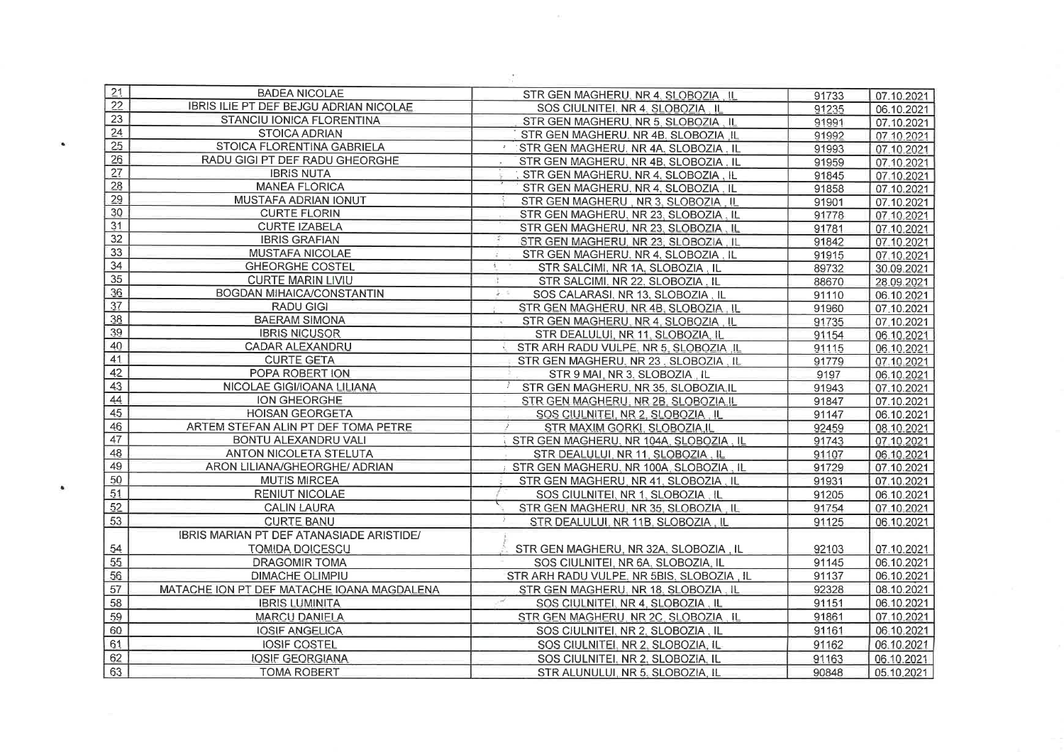| | | | | |
|---|---|---|---|---|
| 21 | BADEA NICOLAE | STR GEN MAGHERU, NR 4, SLOBOZIA , IL | 91733 | 07.10.2021 |
| 22 | IBRIS ILIE PT DEF BEJGU ADRIAN NICOLAE | SOS CIULNITEI, NR 4, SLOBOZIA , IL | 91235 | 06.10.2021 |
| 23 | STANCIU IONICA FLORENTINA | STR GEN MAGHERU, NR 5, SLOBOZIA , IL | 91991 | 07.10.2021 |
| 24 | STOICA ADRIAN | STR GEN MAGHERU, NR 4B, SLOBOZIA ,IL | 91992 | 07.10.2021 |
| 25 | STOICA FLORENTINA GABRIELA | STR GEN MAGHERU, NR 4A, SLOBOZIA , IL | 91993 | 07.10.2021 |
| 26 | RADU GIGI PT DEF RADU GHEORGHE | STR GEN MAGHERU, NR 4B, SLOBOZIA , IL | 91959 | 07.10.2021 |
| 27 | IBRIS NUTA | STR GEN MAGHERU, NR 4, SLOBOZIA , IL | 91845 | 07.10.2021 |
| 28 | MANEA FLORICA | STR GEN MAGHERU, NR 4, SLOBOZIA , IL | 91858 | 07.10.2021 |
| 29 | MUSTAFA ADRIAN IONUT | STR GEN MAGHERU , NR 3, SLOBOZIA , IL | 91901 | 07.10.2021 |
| 30 | CURTE FLORIN | STR GEN MAGHERU, NR 23, SLOBOZIA , IL | 91778 | 07.10.2021 |
| 31 | CURTE IZABELA | STR GEN MAGHERU, NR 23, SLOBOZIA , IL | 91781 | 07.10.2021 |
| 32 | IBRIS GRAFIAN | STR GEN MAGHERU, NR 23, SLOBOZIA , IL | 91842 | 07.10.2021 |
| 33 | MUSTAFA NICOLAE | STR GEN MAGHERU, NR 4, SLOBOZIA , IL | 91915 | 07.10.2021 |
| 34 | GHEORGHE COSTEL | STR SALCIMI, NR 1A, SLOBOZIA , IL | 89732 | 30.09.2021 |
| 35 | CURTE MARIN LIVIU | STR SALCIMI, NR 22, SLOBOZIA , IL | 88670 | 28.09.2021 |
| 36 | BOGDAN MIHAICA/CONSTANTIN | SOS CALARASI, NR 13, SLOBOZIA , IL | 91110 | 06.10.2021 |
| 37 | RADU GIGI | STR GEN MAGHERU, NR 4B, SLOBOZIA , IL | 91960 | 07.10.2021 |
| 38 | BAERAM SIMONA | STR GEN MAGHERU, NR 4, SLOBOZIA , IL | 91735 | 07.10.2021 |
| 39 | IBRIS NICUSOR | STR DEALULUI, NR 11, SLOBOZIA, IL | 91154 | 06.10.2021 |
| 40 | CADAR ALEXANDRU | STR ARH RADU VULPE, NR 5, SLOBOZIA ,IL | 91115 | 06.10.2021 |
| 41 | CURTE GETA | STR GEN MAGHERU, NR 23 , SLOBOZIA , IL | 91779 | 07.10.2021 |
| 42 | POPA ROBERT ION | STR 9 MAI, NR 3, SLOBOZIA , IL | 9197 | 06.10.2021 |
| 43 | NICOLAE GIGI/IOANA LILIANA | STR GEN MAGHERU, NR 35, SLOBOZIA,IL | 91943 | 07.10.2021 |
| 44 | ION GHEORGHE | STR GEN MAGHERU, NR 2B, SLOBOZIA,IL | 91847 | 07.10.2021 |
| 45 | HOISAN GEORGETA | SOS CIULNITEI, NR 2, SLOBOZIA , IL | 91147 | 06.10.2021 |
| 46 | ARTEM STEFAN ALIN PT DEF TOMA PETRE | STR MAXIM GORKI, SLOBOZIA,IL | 92459 | 08.10.2021 |
| 47 | BONTU ALEXANDRU VALI | STR GEN MAGHERU, NR 104A, SLOBOZIA , IL | 91743 | 07.10.2021 |
| 48 | ANTON NICOLETA STELUTA | STR DEALULUI, NR 11, SLOBOZIA , IL | 91107 | 06.10.2021 |
| 49 | ARON LILIANA/GHEORGHE/ ADRIAN | STR GEN MAGHERU, NR 100A, SLOBOZIA , IL | 91729 | 07.10.2021 |
| 50 | MUTIS MIRCEA | STR GEN MAGHERU, NR 41, SLOBOZIA , IL | 91931 | 07.10.2021 |
| 51 | RENIUT NICOLAE | SOS CIULNITEI, NR 1, SLOBOZIA , IL | 91205 | 06.10.2021 |
| 52 | CALIN LAURA | STR GEN MAGHERU, NR 35, SLOBOZIA , IL | 91754 | 07.10.2021 |
| 53 | CURTE BANU | STR DEALULUI, NR 11B, SLOBOZIA , IL | 91125 | 06.10.2021 |
| 54 | IBRIS MARIAN PT DEF ATANASIADE ARISTIDE/ TOMIDA DOICESCU | STR GEN MAGHERU, NR 32A, SLOBOZIA , IL | 92103 | 07.10.2021 |
| 55 | DRAGOMIR TOMA | SOS CIULNITEI, NR 6A, SLOBOZIA, IL | 91145 | 06.10.2021 |
| 56 | DIMACHE OLIMPIU | STR ARH RADU VULPE, NR 5BIS, SLOBOZIA , IL | 91137 | 06.10.2021 |
| 57 | MATACHE ION PT DEF MATACHE IOANA MAGDALENA | STR GEN MAGHERU, NR 18, SLOBOZIA , IL | 92328 | 08.10.2021 |
| 58 | IBRIS LUMINITA | SOS CIULNITEI, NR 4, SLOBOZIA , IL | 91151 | 06.10.2021 |
| 59 | MARCU DANIELA | STR GEN MAGHERU, NR 2C, SLOBOZIA , IL | 91861 | 07.10.2021 |
| 60 | IOSIF ANGELICA | SOS CIULNITEI, NR 2, SLOBOZIA , IL | 91161 | 06.10.2021 |
| 61 | IOSIF COSTEL | SOS CIULNITEI, NR 2, SLOBOZIA, IL | 91162 | 06.10.2021 |
| 62 | IOSIF GEORGIANA | SOS CIULNITEI, NR 2, SLOBOZIA, IL | 91163 | 06.10.2021 |
| 63 | TOMA ROBERT | STR ALUNULUI, NR 5, SLOBOZIA, IL | 90848 | 05.10.2021 |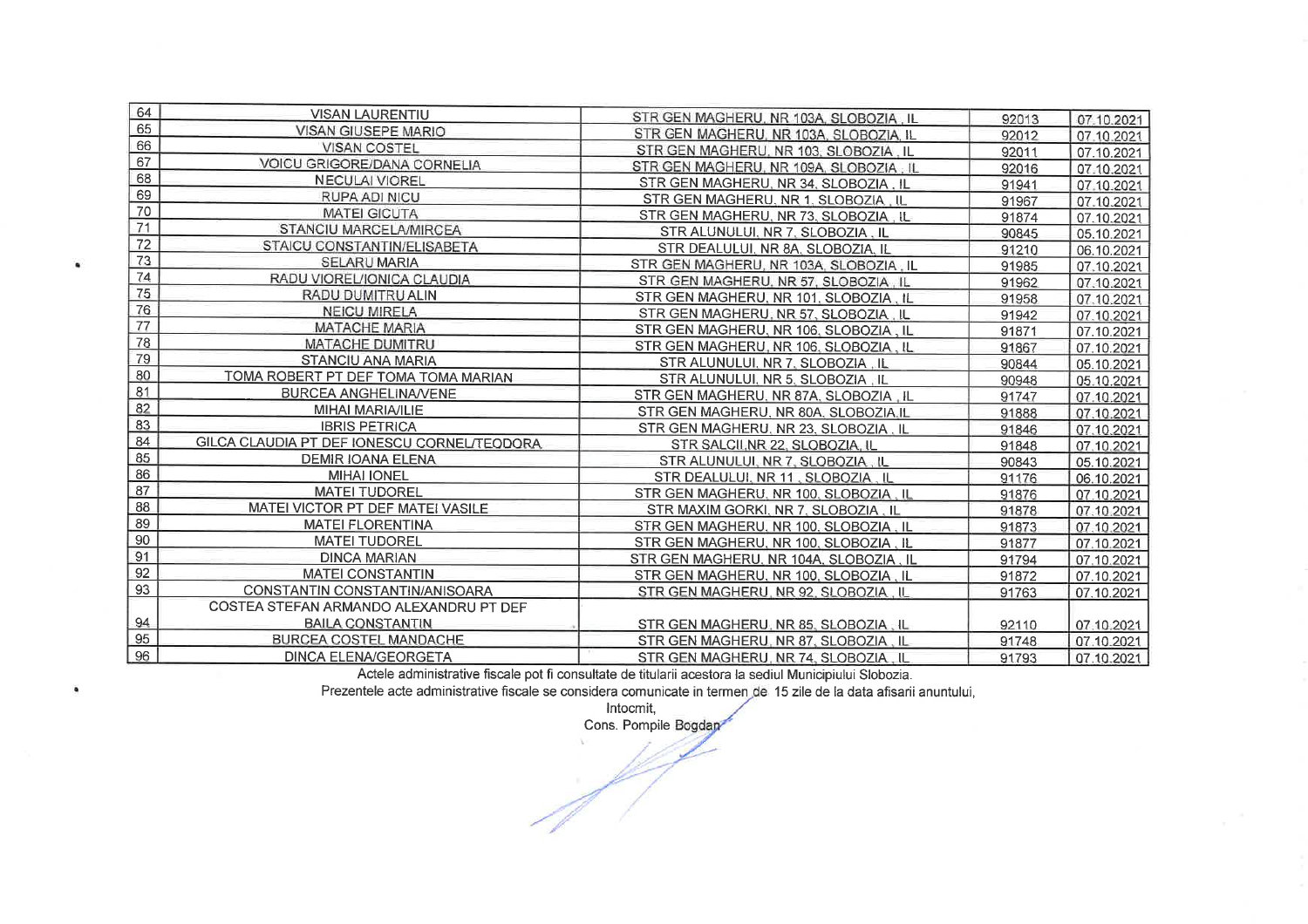| | | | | |
|---|---|---|---|---|
| 64 | VISAN LAURENTIU | STR GEN MAGHERU, NR 103A, SLOBOZIA , IL | 92013 | 07.10.2021 |
| 65 | VISAN GIUSEPE MARIO | STR GEN MAGHERU, NR 103A, SLOBOZIA, IL | 92012 | 07.10.2021 |
| 66 | VISAN COSTEL | STR GEN MAGHERU, NR 103, SLOBOZIA , IL | 92011 | 07.10.2021 |
| 67 | VOICU GRIGORE/DANA CORNELIA | STR GEN MAGHERU, NR 109A, SLOBOZIA , IL | 92016 | 07.10.2021 |
| 68 | NECULAI VIOREL | STR GEN MAGHERU, NR 34, SLOBOZIA , IL | 91941 | 07.10.2021 |
| 69 | RUPA ADI NICU | STR GEN MAGHERU, NR 1, SLOBOZIA , IL | 91967 | 07.10.2021 |
| 70 | MATEI GICUTA | STR GEN MAGHERU, NR 73, SLOBOZIA , IL | 91874 | 07.10.2021 |
| 71 | STANCIU MARCELA/MIRCEA | STR ALUNULUI, NR 7, SLOBOZIA , IL | 90845 | 05.10.2021 |
| 72 | STAICU CONSTANTIN/ELISABETA | STR DEALULUI, NR 8A, SLOBOZIA, IL | 91210 | 06.10.2021 |
| 73 | SELARU MARIA | STR GEN MAGHERU, NR 103A, SLOBOZIA , IL | 91985 | 07.10.2021 |
| 74 | RADU VIOREL/IONICA CLAUDIA | STR GEN MAGHERU, NR 57, SLOBOZIA , IL | 91962 | 07.10.2021 |
| 75 | RADU DUMITRU ALIN | STR GEN MAGHERU, NR 101, SLOBOZIA , IL | 91958 | 07.10.2021 |
| 76 | NEICU MIRELA | STR GEN MAGHERU, NR 57, SLOBOZIA , IL | 91942 | 07.10.2021 |
| 77 | MATACHE MARIA | STR GEN MAGHERU, NR 106, SLOBOZIA , IL | 91871 | 07.10.2021 |
| 78 | MATACHE DUMITRU | STR GEN MAGHERU, NR 106, SLOBOZIA , IL | 91867 | 07.10.2021 |
| 79 | STANCIU ANA MARIA | STR ALUNULUI, NR 7, SLOBOZIA , IL | 90844 | 05.10.2021 |
| 80 | TOMA ROBERT PT DEF TOMA TOMA MARIAN | STR ALUNULUI, NR 5, SLOBOZIA , IL | 90948 | 05.10.2021 |
| 81 | BURCEA ANGHELINA/VENE | STR GEN MAGHERU, NR 87A, SLOBOZIA , IL | 91747 | 07.10.2021 |
| 82 | MIHAI MARIA/ILIE | STR GEN MAGHERU, NR 80A, SLOBOZIA,IL | 91888 | 07.10.2021 |
| 83 | IBRIS PETRICA | STR GEN MAGHERU, NR 23, SLOBOZIA , IL | 91846 | 07.10.2021 |
| 84 | GILCA CLAUDIA PT DEF IONESCU CORNEL/TEODORA | STR SALCII,NR 22, SLOBOZIA, IL | 91848 | 07.10.2021 |
| 85 | DEMIR IOANA ELENA | STR ALUNULUI, NR 7, SLOBOZIA , IL | 90843 | 05.10.2021 |
| 86 | MIHAI IONEL | STR DEALULUI, NR 11 , SLOBOZIA , IL | 91176 | 06.10.2021 |
| 87 | MATEI TUDOREL | STR GEN MAGHERU, NR 100, SLOBOZIA , IL | 91876 | 07.10.2021 |
| 88 | MATEI VICTOR PT DEF MATEI VASILE | STR MAXIM GORKI, NR 7, SLOBOZIA , IL | 91878 | 07.10.2021 |
| 89 | MATEI FLORENTINA | STR GEN MAGHERU, NR 100, SLOBOZIA , IL | 91873 | 07.10.2021 |
| 90 | MATEI TUDOREL | STR GEN MAGHERU, NR 100, SLOBOZIA , IL | 91877 | 07.10.2021 |
| 91 | DINCA MARIAN | STR GEN MAGHERU, NR 104A, SLOBOZIA , IL | 91794 | 07.10.2021 |
| 92 | MATEI CONSTANTIN | STR GEN MAGHERU, NR 100, SLOBOZIA , IL | 91872 | 07.10.2021 |
| 93 | CONSTANTIN CONSTANTIN/ANISOARA | STR GEN MAGHERU, NR 92, SLOBOZIA , IL | 91763 | 07.10.2021 |
| 94 | COSTEA STEFAN ARMANDO ALEXANDRU PT DEF BAILA CONSTANTIN | STR GEN MAGHERU, NR 85, SLOBOZIA , IL | 92110 | 07.10.2021 |
| 95 | BURCEA COSTEL MANDACHE | STR GEN MAGHERU, NR 87, SLOBOZIA , IL | 91748 | 07.10.2021 |
| 96 | DINCA ELENA/GEORGETA | STR GEN MAGHERU, NR 74, SLOBOZIA , IL | 91793 | 07.10.2021 |

Actele administrative fiscale pot fi consultate de titularii acestora la sediul Municipiului Slobozia.

Prezentele acte administrative fiscale se considera comunicate in termen de 15 zile de la data afisarii anuntului,

Intocmit,

Cons. Pompile Bogdan